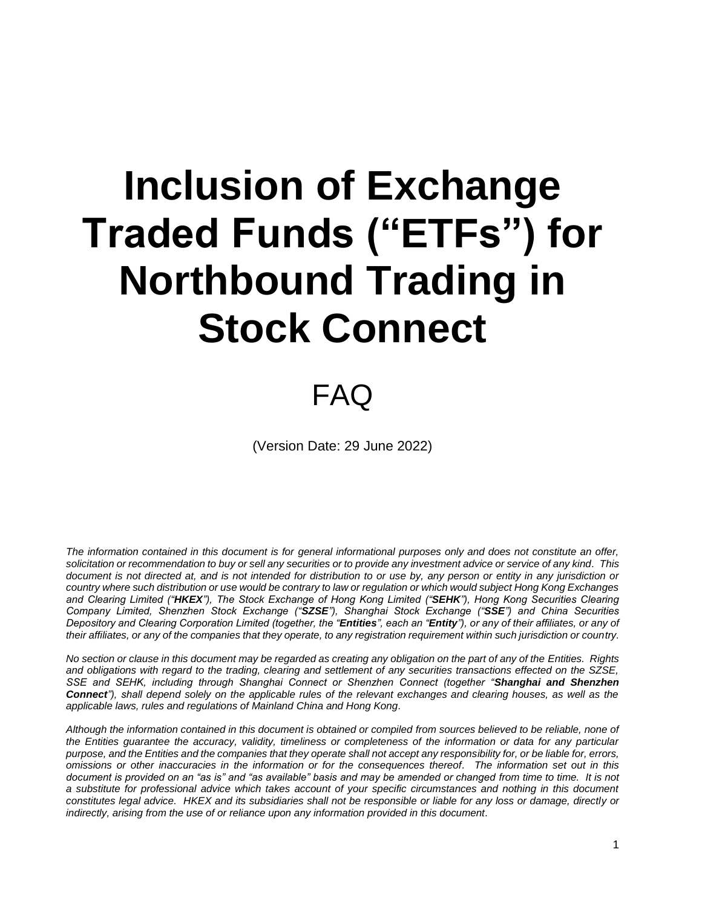# Inclusion of Exchange Traded Funds ("ETFs") for Northbound Trading in Stock Connect

## FAQ

(Version Date: 29 June 2022)

*The information contained in this document is for general informational purposes only and does not constitute an offer, solicitation or recommendation to buy or sell any securities or to provide any investment advice or service of any kind. This document is not directed at, and is not intended for distribution to or use by, any person or entity in any jurisdiction or country where such distribution or use would be contrary to law or regulation or which would subject Hong Kong Exchanges and Clearing Limited ("**HKEX**"), The Stock Exchange of Hong Kong Limited ("**SEHK**"), Hong Kong Securities Clearing Company Limited, Shenzhen Stock Exchange ("**SZSE**"), Shanghai Stock Exchange ("**SSE**") and China Securities Depository and Clearing Corporation Limited (together, the "**Entities**", each an "**Entity**"), or any of their affiliates, or any of their affiliates, or any of the companies that they operate, to any registration requirement within such jurisdiction or country.*

*No section or clause in this document may be regarded as creating any obligation on the part of any of the Entities. Rights and obligations with regard to the trading, clearing and settlement of any securities transactions effected on the SZSE, SSE and SEHK, including through Shanghai Connect or Shenzhen Connect (together "**Shanghai and Shenzhen Connect**"), shall depend solely on the applicable rules of the relevant exchanges and clearing houses, as well as the applicable laws, rules and regulations of Mainland China and Hong Kong.*

*Although the information contained in this document is obtained or compiled from sources believed to be reliable, none of the Entities guarantee the accuracy, validity, timeliness or completeness of the information or data for any particular purpose, and the Entities and the companies that they operate shall not accept any responsibility for, or be liable for, errors, omissions or other inaccuracies in the information or for the consequences thereof. The information set out in this document is provided on an "as is" and "as available" basis and may be amended or changed from time to time. It is not a substitute for professional advice which takes account of your specific circumstances and nothing in this document constitutes legal advice. HKEX and its subsidiaries shall not be responsible or liable for any loss or damage, directly or indirectly, arising from the use of or reliance upon any information provided in this document.*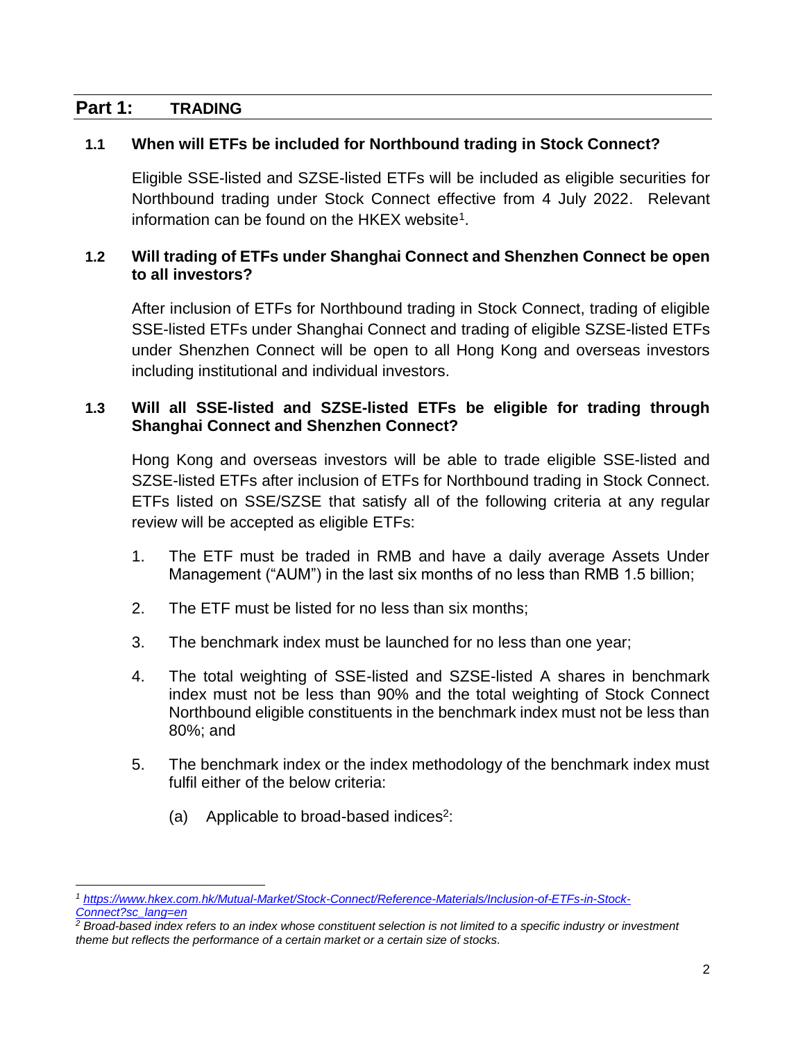## Part 1: TRADING

### 1.1 When will ETFs be included for Northbound trading in Stock Connect?

Eligible SSE-listed and SZSE-listed ETFs will be included as eligible securities for Northbound trading under Stock Connect effective from 4 July 2022. Relevant information can be found on the HKEX website[1].

### 1.2 Will trading of ETFs under Shanghai Connect and Shenzhen Connect be open to all investors?

After inclusion of ETFs for Northbound trading in Stock Connect, trading of eligible SSE-listed ETFs under Shanghai Connect and trading of eligible SZSE-listed ETFs under Shenzhen Connect will be open to all Hong Kong and overseas investors including institutional and individual investors.

### 1.3 Will all SSE-listed and SZSE-listed ETFs be eligible for trading through Shanghai Connect and Shenzhen Connect?

Hong Kong and overseas investors will be able to trade eligible SSE-listed and SZSE-listed ETFs after inclusion of ETFs for Northbound trading in Stock Connect. ETFs listed on SSE/SZSE that satisfy all of the following criteria at any regular review will be accepted as eligible ETFs:

1. The ETF must be traded in RMB and have a daily average Assets Under Management ("AUM") in the last six months of no less than RMB 1.5 billion;
2. The ETF must be listed for no less than six months;
3. The benchmark index must be launched for no less than one year;
4. The total weighting of SSE-listed and SZSE-listed A shares in benchmark index must not be less than 90% and the total weighting of Stock Connect Northbound eligible constituents in the benchmark index must not be less than 80%; and
5. The benchmark index or the index methodology of the benchmark index must fulfil either of the below criteria:

   (a) Applicable to broad-based indices[2]:

---

*[1] https://www.hkex.com.hk/Mutual-Market/Stock-Connect/Reference-Materials/Inclusion-of-ETFs-in-Stock-Connect?sc_lang=en*

*[2] Broad-based index refers to an index whose constituent selection is not limited to a specific industry or investment theme but reflects the performance of a certain market or a certain size of stocks.*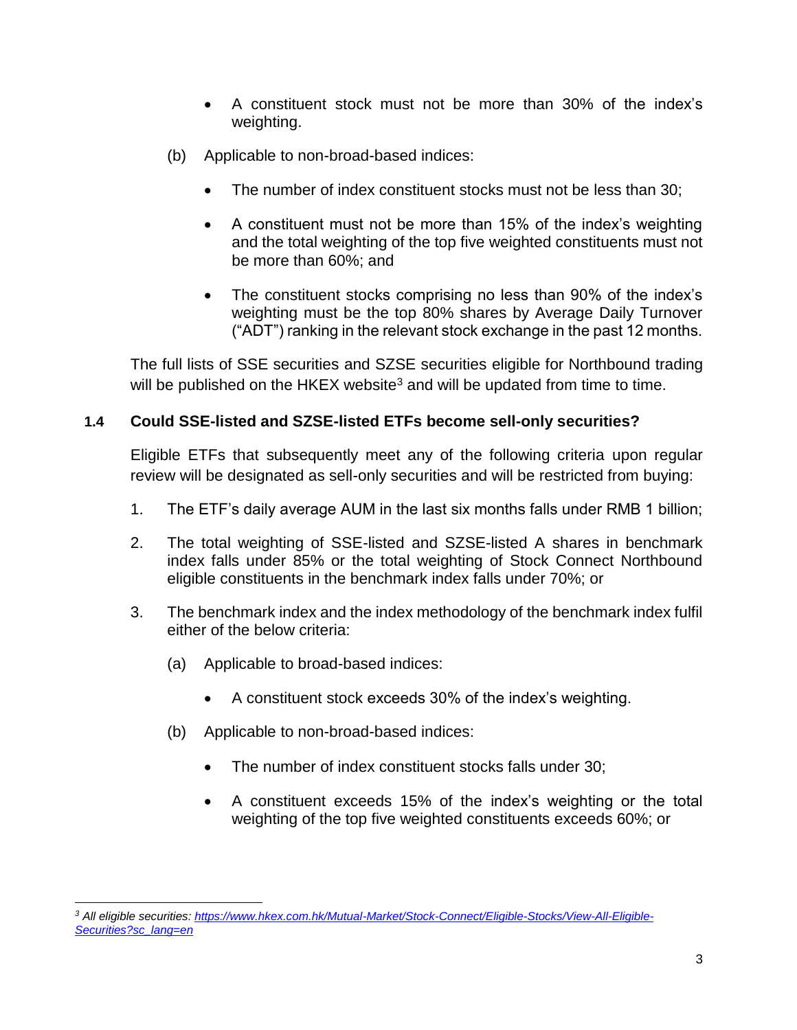- A constituent stock must not be more than 30% of the index's weighting.

(b) Applicable to non-broad-based indices:

- The number of index constituent stocks must not be less than 30;
- A constituent must not be more than 15% of the index's weighting and the total weighting of the top five weighted constituents must not be more than 60%; and
- The constituent stocks comprising no less than 90% of the index's weighting must be the top 80% shares by Average Daily Turnover ("ADT") ranking in the relevant stock exchange in the past 12 months.

The full lists of SSE securities and SZSE securities eligible for Northbound trading will be published on the HKEX website[3] and will be updated from time to time.

### 1.4 Could SSE-listed and SZSE-listed ETFs become sell-only securities?

Eligible ETFs that subsequently meet any of the following criteria upon regular review will be designated as sell-only securities and will be restricted from buying:

1. The ETF's daily average AUM in the last six months falls under RMB 1 billion;
2. The total weighting of SSE-listed and SZSE-listed A shares in benchmark index falls under 85% or the total weighting of Stock Connect Northbound eligible constituents in the benchmark index falls under 70%; or
3. The benchmark index and the index methodology of the benchmark index fulfil either of the below criteria:

(a) Applicable to broad-based indices:

- A constituent stock exceeds 30% of the index's weighting.

(b) Applicable to non-broad-based indices:

- The number of index constituent stocks falls under 30;
- A constituent exceeds 15% of the index's weighting or the total weighting of the top five weighted constituents exceeds 60%; or

---

[3] *All eligible securities: https://www.hkex.com.hk/Mutual-Market/Stock-Connect/Eligible-Stocks/View-All-Eligible-Securities?sc_lang=en*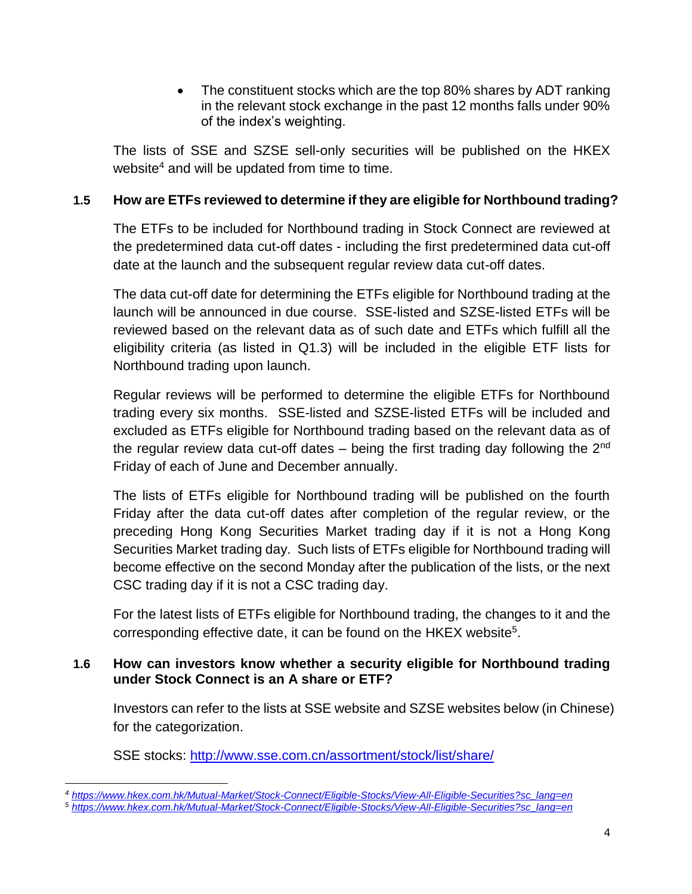- The constituent stocks which are the top 80% shares by ADT ranking in the relevant stock exchange in the past 12 months falls under 90% of the index's weighting.

The lists of SSE and SZSE sell-only securities will be published on the HKEX website[4] and will be updated from time to time.

### 1.5 How are ETFs reviewed to determine if they are eligible for Northbound trading?

The ETFs to be included for Northbound trading in Stock Connect are reviewed at the predetermined data cut-off dates - including the first predetermined data cut-off date at the launch and the subsequent regular review data cut-off dates.

The data cut-off date for determining the ETFs eligible for Northbound trading at the launch will be announced in due course. SSE-listed and SZSE-listed ETFs will be reviewed based on the relevant data as of such date and ETFs which fulfill all the eligibility criteria (as listed in Q1.3) will be included in the eligible ETF lists for Northbound trading upon launch.

Regular reviews will be performed to determine the eligible ETFs for Northbound trading every six months. SSE-listed and SZSE-listed ETFs will be included and excluded as ETFs eligible for Northbound trading based on the relevant data as of the regular review data cut-off dates – being the first trading day following the 2nd Friday of each of June and December annually.

The lists of ETFs eligible for Northbound trading will be published on the fourth Friday after the data cut-off dates after completion of the regular review, or the preceding Hong Kong Securities Market trading day if it is not a Hong Kong Securities Market trading day. Such lists of ETFs eligible for Northbound trading will become effective on the second Monday after the publication of the lists, or the next CSC trading day if it is not a CSC trading day.

For the latest lists of ETFs eligible for Northbound trading, the changes to it and the corresponding effective date, it can be found on the HKEX website[5].

### 1.6 How can investors know whether a security eligible for Northbound trading under Stock Connect is an A share or ETF?

Investors can refer to the lists at SSE website and SZSE websites below (in Chinese) for the categorization.

SSE stocks: http://www.sse.com.cn/assortment/stock/list/share/

---

[4] https://www.hkex.com.hk/Mutual-Market/Stock-Connect/Eligible-Stocks/View-All-Eligible-Securities?sc_lang=en

[5] https://www.hkex.com.hk/Mutual-Market/Stock-Connect/Eligible-Stocks/View-All-Eligible-Securities?sc_lang=en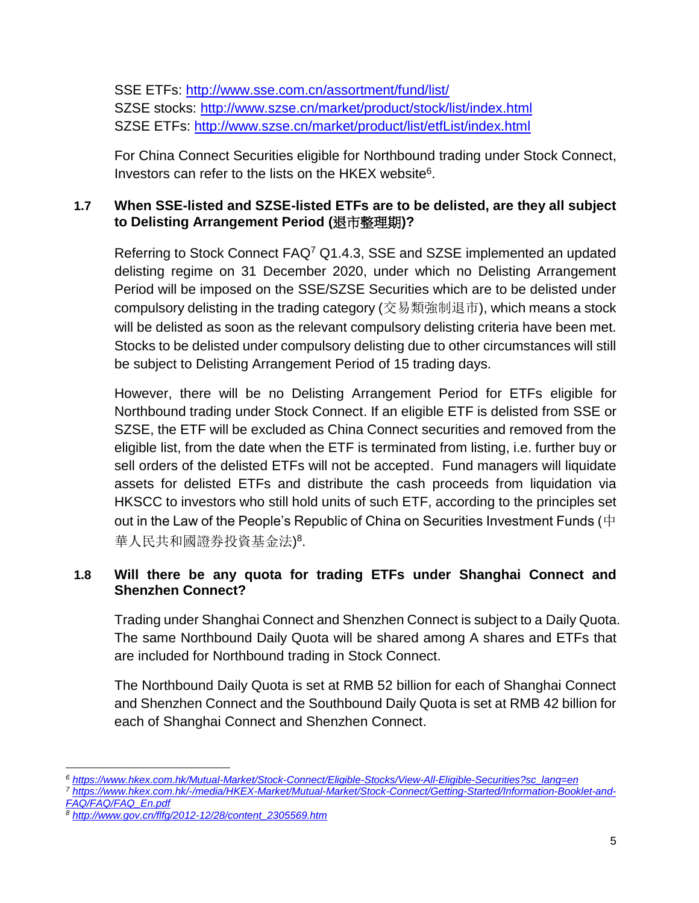SSE ETFs: http://www.sse.com.cn/assortment/fund/list/
SZSE stocks: http://www.szse.cn/market/product/stock/list/index.html
SZSE ETFs: http://www.szse.cn/market/product/list/etfList/index.html

For China Connect Securities eligible for Northbound trading under Stock Connect, Investors can refer to the lists on the HKEX website[6].

### 1.7 When SSE-listed and SZSE-listed ETFs are to be delisted, are they all subject to Delisting Arrangement Period (退市整理期)?

Referring to Stock Connect FAQ[7] Q1.4.3, SSE and SZSE implemented an updated delisting regime on 31 December 2020, under which no Delisting Arrangement Period will be imposed on the SSE/SZSE Securities which are to be delisted under compulsory delisting in the trading category (交易類強制退市), which means a stock will be delisted as soon as the relevant compulsory delisting criteria have been met. Stocks to be delisted under compulsory delisting due to other circumstances will still be subject to Delisting Arrangement Period of 15 trading days.

However, there will be no Delisting Arrangement Period for ETFs eligible for Northbound trading under Stock Connect. If an eligible ETF is delisted from SSE or SZSE, the ETF will be excluded as China Connect securities and removed from the eligible list, from the date when the ETF is terminated from listing, i.e. further buy or sell orders of the delisted ETFs will not be accepted. Fund managers will liquidate assets for delisted ETFs and distribute the cash proceeds from liquidation via HKSCC to investors who still hold units of such ETF, according to the principles set out in the Law of the People's Republic of China on Securities Investment Funds (中華人民共和國證券投資基金法)[8].

### 1.8 Will there be any quota for trading ETFs under Shanghai Connect and Shenzhen Connect?

Trading under Shanghai Connect and Shenzhen Connect is subject to a Daily Quota. The same Northbound Daily Quota will be shared among A shares and ETFs that are included for Northbound trading in Stock Connect.

The Northbound Daily Quota is set at RMB 52 billion for each of Shanghai Connect and Shenzhen Connect and the Southbound Daily Quota is set at RMB 42 billion for each of Shanghai Connect and Shenzhen Connect.

---

[6] *https://www.hkex.com.hk/Mutual-Market/Stock-Connect/Eligible-Stocks/View-All-Eligible-Securities?sc_lang=en*
[7] *https://www.hkex.com.hk/-/media/HKEX-Market/Mutual-Market/Stock-Connect/Getting-Started/Information-Booklet-and-FAQ/FAQ/FAQ_En.pdf*
[8] *http://www.gov.cn/flfg/2012-12/28/content_2305569.htm*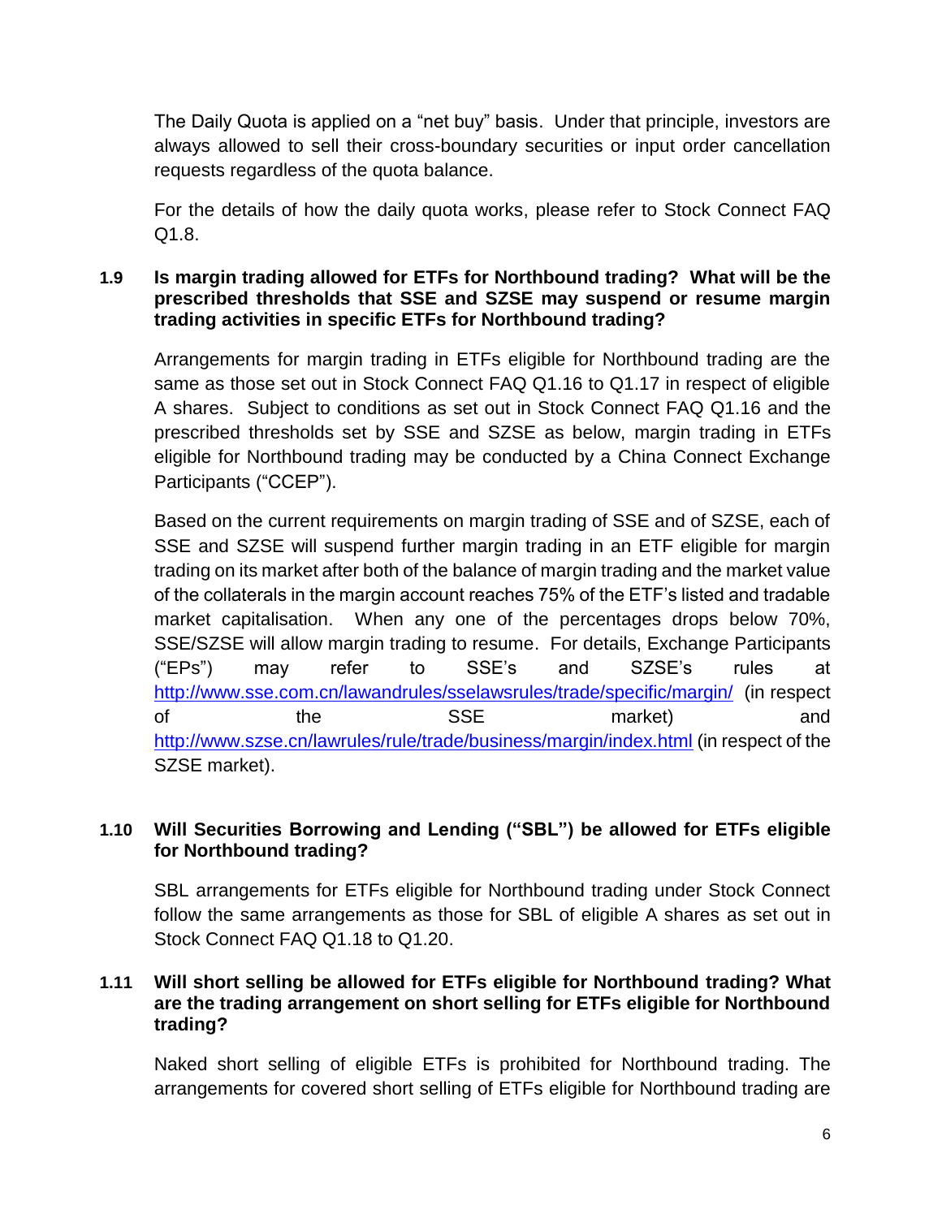The Daily Quota is applied on a "net buy" basis. Under that principle, investors are always allowed to sell their cross-boundary securities or input order cancellation requests regardless of the quota balance.

For the details of how the daily quota works, please refer to Stock Connect FAQ Q1.8.

### 1.9 Is margin trading allowed for ETFs for Northbound trading? What will be the prescribed thresholds that SSE and SZSE may suspend or resume margin trading activities in specific ETFs for Northbound trading?

Arrangements for margin trading in ETFs eligible for Northbound trading are the same as those set out in Stock Connect FAQ Q1.16 to Q1.17 in respect of eligible A shares. Subject to conditions as set out in Stock Connect FAQ Q1.16 and the prescribed thresholds set by SSE and SZSE as below, margin trading in ETFs eligible for Northbound trading may be conducted by a China Connect Exchange Participants ("CCEP").

Based on the current requirements on margin trading of SSE and of SZSE, each of SSE and SZSE will suspend further margin trading in an ETF eligible for margin trading on its market after both of the balance of margin trading and the market value of the collaterals in the margin account reaches 75% of the ETF's listed and tradable market capitalisation. When any one of the percentages drops below 70%, SSE/SZSE will allow margin trading to resume. For details, Exchange Participants ("EPs") may refer to SSE's and SZSE's rules at http://www.sse.com.cn/lawandrules/sselawsrules/trade/specific/margin/ (in respect of the SSE market) and http://www.szse.cn/lawrules/rule/trade/business/margin/index.html (in respect of the SZSE market).

### 1.10 Will Securities Borrowing and Lending ("SBL") be allowed for ETFs eligible for Northbound trading?

SBL arrangements for ETFs eligible for Northbound trading under Stock Connect follow the same arrangements as those for SBL of eligible A shares as set out in Stock Connect FAQ Q1.18 to Q1.20.

### 1.11 Will short selling be allowed for ETFs eligible for Northbound trading? What are the trading arrangement on short selling for ETFs eligible for Northbound trading?

Naked short selling of eligible ETFs is prohibited for Northbound trading. The arrangements for covered short selling of ETFs eligible for Northbound trading are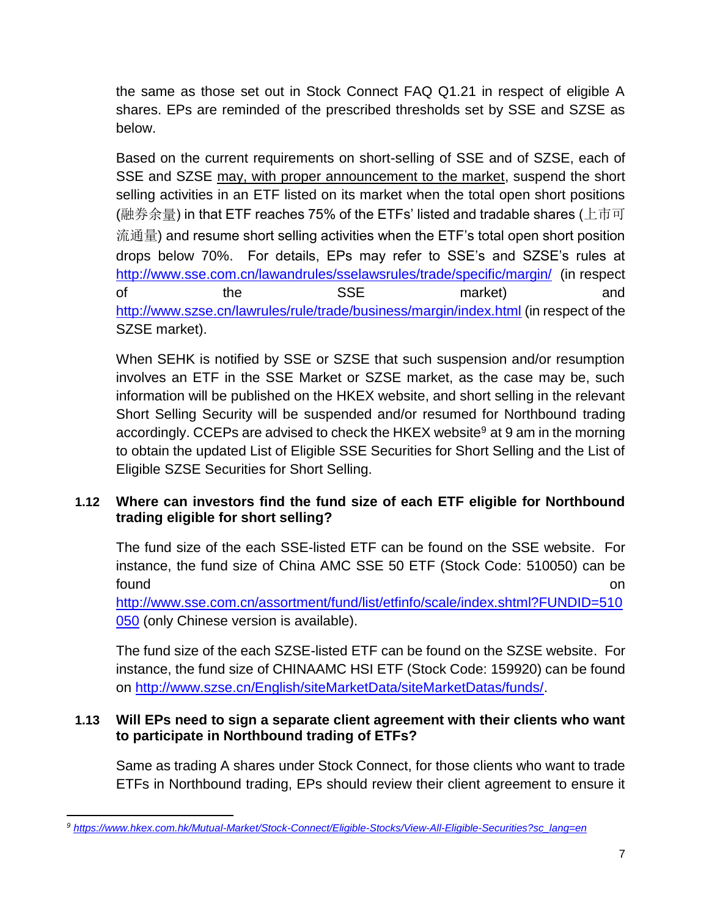the same as those set out in Stock Connect FAQ Q1.21 in respect of eligible A shares. EPs are reminded of the prescribed thresholds set by SSE and SZSE as below.

Based on the current requirements on short-selling of SSE and of SZSE, each of SSE and SZSE may, with proper announcement to the market, suspend the short selling activities in an ETF listed on its market when the total open short positions (融券余量) in that ETF reaches 75% of the ETFs' listed and tradable shares (上市可流通量) and resume short selling activities when the ETF's total open short position drops below 70%. For details, EPs may refer to SSE's and SZSE's rules at http://www.sse.com.cn/lawandrules/sselawsrules/trade/specific/margin/ (in respect of the SSE market) and http://www.szse.cn/lawrules/rule/trade/business/margin/index.html (in respect of the SZSE market).

When SEHK is notified by SSE or SZSE that such suspension and/or resumption involves an ETF in the SSE Market or SZSE market, as the case may be, such information will be published on the HKEX website, and short selling in the relevant Short Selling Security will be suspended and/or resumed for Northbound trading accordingly. CCEPs are advised to check the HKEX website[9] at 9 am in the morning to obtain the updated List of Eligible SSE Securities for Short Selling and the List of Eligible SZSE Securities for Short Selling.

**1.12 Where can investors find the fund size of each ETF eligible for Northbound trading eligible for short selling?**

The fund size of the each SSE-listed ETF can be found on the SSE website. For instance, the fund size of China AMC SSE 50 ETF (Stock Code: 510050) can be found on http://www.sse.com.cn/assortment/fund/list/etfinfo/scale/index.shtml?FUNDID=510050 (only Chinese version is available).

The fund size of the each SZSE-listed ETF can be found on the SZSE website. For instance, the fund size of CHINAAMC HSI ETF (Stock Code: 159920) can be found on http://www.szse.cn/English/siteMarketData/siteMarketDatas/funds/.

**1.13 Will EPs need to sign a separate client agreement with their clients who want to participate in Northbound trading of ETFs?**

Same as trading A shares under Stock Connect, for those clients who want to trade ETFs in Northbound trading, EPs should review their client agreement to ensure it

[9] https://www.hkex.com.hk/Mutual-Market/Stock-Connect/Eligible-Stocks/View-All-Eligible-Securities?sc_lang=en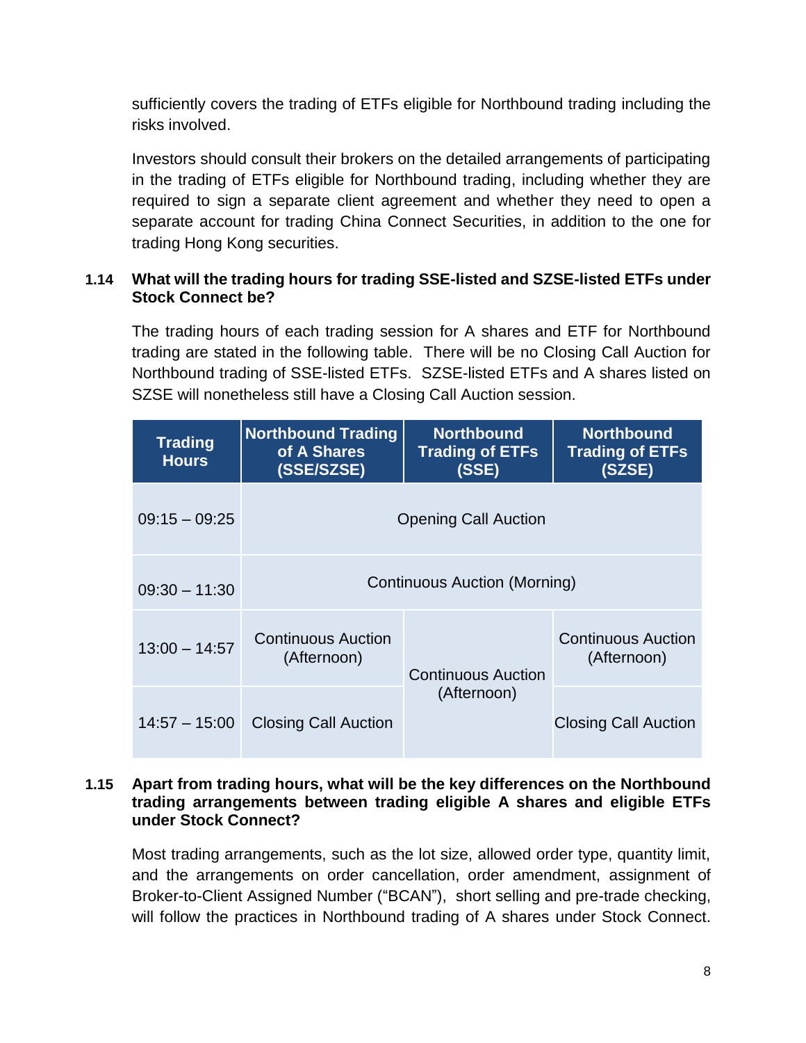sufficiently covers the trading of ETFs eligible for Northbound trading including the risks involved.

Investors should consult their brokers on the detailed arrangements of participating in the trading of ETFs eligible for Northbound trading, including whether they are required to sign a separate client agreement and whether they need to open a separate account for trading China Connect Securities, in addition to the one for trading Hong Kong securities.

**1.14 What will the trading hours for trading SSE-listed and SZSE-listed ETFs under Stock Connect be?**

The trading hours of each trading session for A shares and ETF for Northbound trading are stated in the following table. There will be no Closing Call Auction for Northbound trading of SSE-listed ETFs. SZSE-listed ETFs and A shares listed on SZSE will nonetheless still have a Closing Call Auction session.

| Trading Hours | Northbound Trading of A Shares (SSE/SZSE) | Northbound Trading of ETFs (SSE) | Northbound Trading of ETFs (SZSE) |
|---|---|---|---|
| 09:15 – 09:25 | Opening Call Auction | | |
| 09:30 – 11:30 | Continuous Auction (Morning) | | |
| 13:00 – 14:57 | Continuous Auction (Afternoon) | Continuous Auction (Afternoon) | Continuous Auction (Afternoon) |
| 14:57 – 15:00 | Closing Call Auction | | Closing Call Auction |

**1.15 Apart from trading hours, what will be the key differences on the Northbound trading arrangements between trading eligible A shares and eligible ETFs under Stock Connect?**

Most trading arrangements, such as the lot size, allowed order type, quantity limit, and the arrangements on order cancellation, order amendment, assignment of Broker-to-Client Assigned Number ("BCAN"), short selling and pre-trade checking, will follow the practices in Northbound trading of A shares under Stock Connect.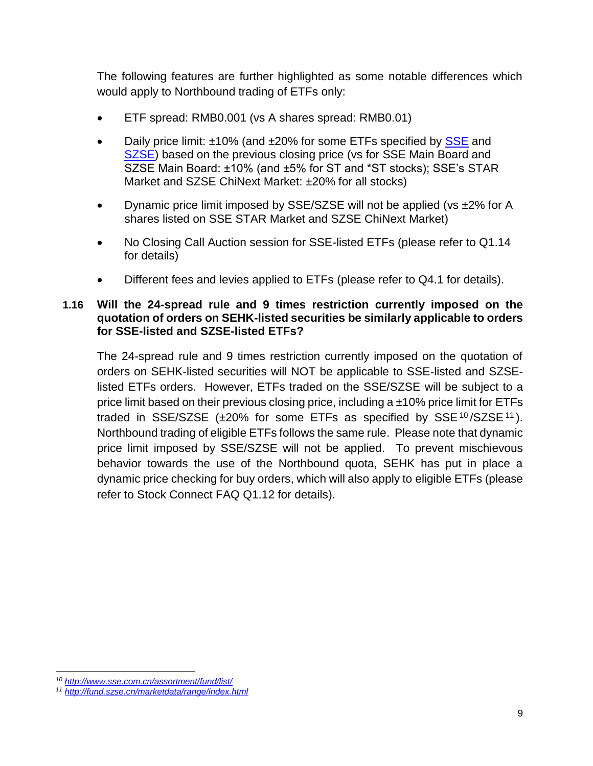The following features are further highlighted as some notable differences which would apply to Northbound trading of ETFs only:

- ETF spread: RMB0.001 (vs A shares spread: RMB0.01)
- Daily price limit: ±10% (and ±20% for some ETFs specified by [SSE](http://www.sse.com.cn/assortment/fund/list/) and [SZSE](http://fund.szse.cn/marketdata/range/index.html)) based on the previous closing price (vs for SSE Main Board and SZSE Main Board: ±10% (and ±5% for ST and *ST stocks); SSE's STAR Market and SZSE ChiNext Market: ±20% for all stocks)
- Dynamic price limit imposed by SSE/SZSE will not be applied (vs ±2% for A shares listed on SSE STAR Market and SZSE ChiNext Market)
- No Closing Call Auction session for SSE-listed ETFs (please refer to Q1.14 for details)
- Different fees and levies applied to ETFs (please refer to Q4.1 for details).

**1.16 Will the 24-spread rule and 9 times restriction currently imposed on the quotation of orders on SEHK-listed securities be similarly applicable to orders for SSE-listed and SZSE-listed ETFs?**

The 24-spread rule and 9 times restriction currently imposed on the quotation of orders on SEHK-listed securities will NOT be applicable to SSE-listed and SZSE-listed ETFs orders. However, ETFs traded on the SSE/SZSE will be subject to a price limit based on their previous closing price, including a ±10% price limit for ETFs traded in SSE/SZSE (±20% for some ETFs as specified by SSE[10]/SZSE[11]). Northbound trading of eligible ETFs follows the same rule. Please note that dynamic price limit imposed by SSE/SZSE will not be applied. To prevent mischievous behavior towards the use of the Northbound quota, SEHK has put in place a dynamic price checking for buy orders, which will also apply to eligible ETFs (please refer to Stock Connect FAQ Q1.12 for details).

---

[10] http://www.sse.com.cn/assortment/fund/list/

[11] http://fund.szse.cn/marketdata/range/index.html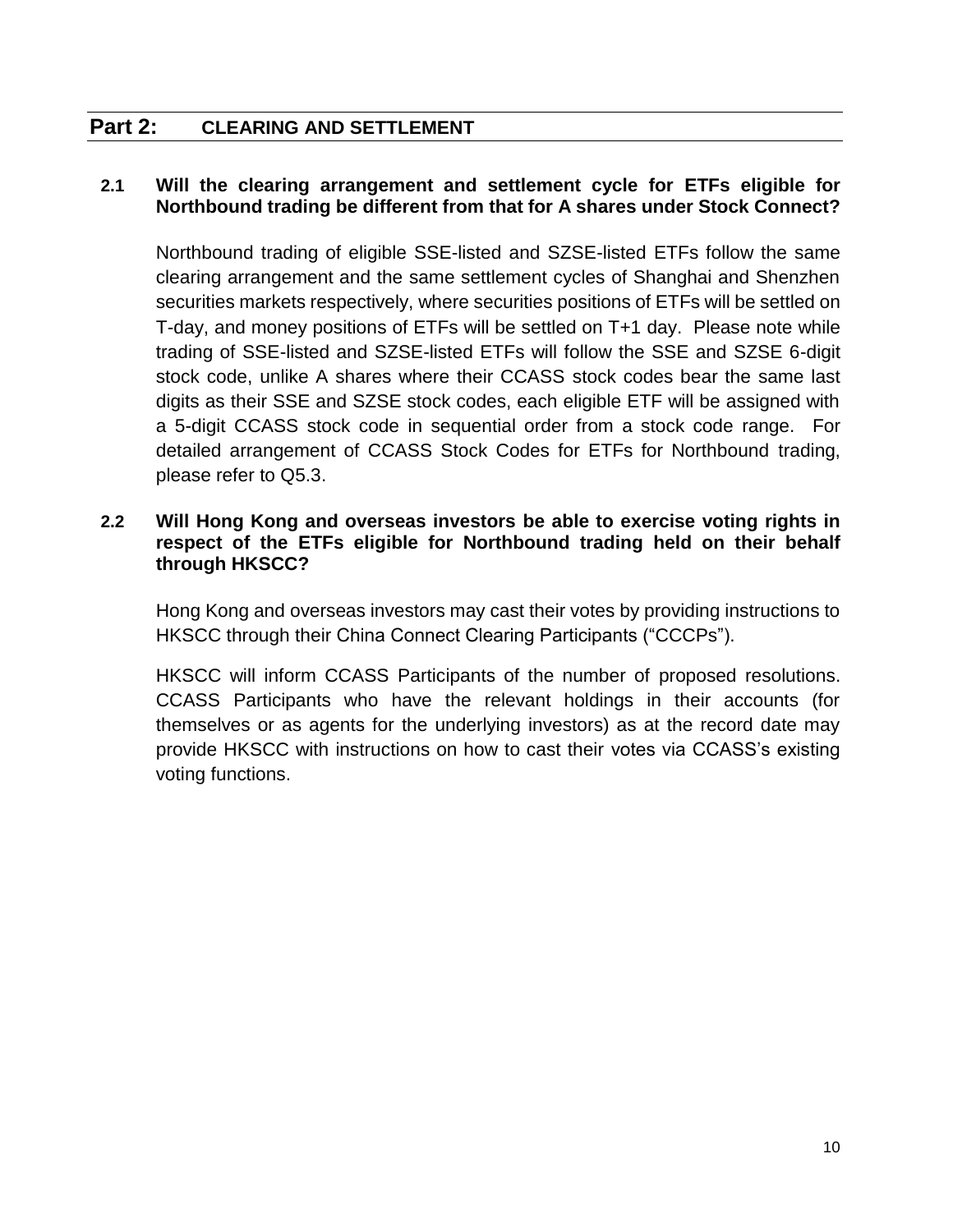## Part 2: CLEARING AND SETTLEMENT

### 2.1 Will the clearing arrangement and settlement cycle for ETFs eligible for Northbound trading be different from that for A shares under Stock Connect?

Northbound trading of eligible SSE-listed and SZSE-listed ETFs follow the same clearing arrangement and the same settlement cycles of Shanghai and Shenzhen securities markets respectively, where securities positions of ETFs will be settled on T-day, and money positions of ETFs will be settled on T+1 day. Please note while trading of SSE-listed and SZSE-listed ETFs will follow the SSE and SZSE 6-digit stock code, unlike A shares where their CCASS stock codes bear the same last digits as their SSE and SZSE stock codes, each eligible ETF will be assigned with a 5-digit CCASS stock code in sequential order from a stock code range. For detailed arrangement of CCASS Stock Codes for ETFs for Northbound trading, please refer to Q5.3.

### 2.2 Will Hong Kong and overseas investors be able to exercise voting rights in respect of the ETFs eligible for Northbound trading held on their behalf through HKSCC?

Hong Kong and overseas investors may cast their votes by providing instructions to HKSCC through their China Connect Clearing Participants ("CCCPs").

HKSCC will inform CCASS Participants of the number of proposed resolutions. CCASS Participants who have the relevant holdings in their accounts (for themselves or as agents for the underlying investors) as at the record date may provide HKSCC with instructions on how to cast their votes via CCASS's existing voting functions.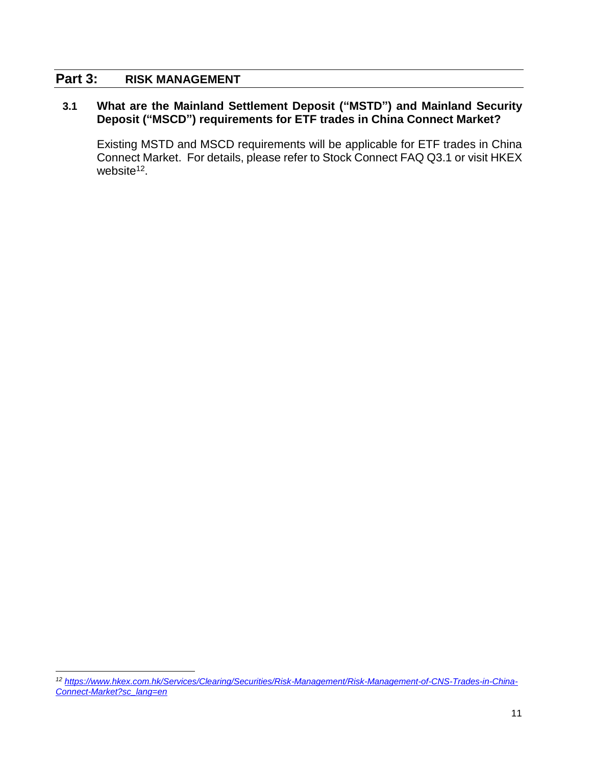## Part 3: RISK MANAGEMENT

### 3.1 What are the Mainland Settlement Deposit ("MSTD") and Mainland Security Deposit ("MSCD") requirements for ETF trades in China Connect Market?

Existing MSTD and MSCD requirements will be applicable for ETF trades in China Connect Market. For details, please refer to Stock Connect FAQ Q3.1 or visit HKEX website[12].

---

[12] https://www.hkex.com.hk/Services/Clearing/Securities/Risk-Management/Risk-Management-of-CNS-Trades-in-China-Connect-Market?sc_lang=en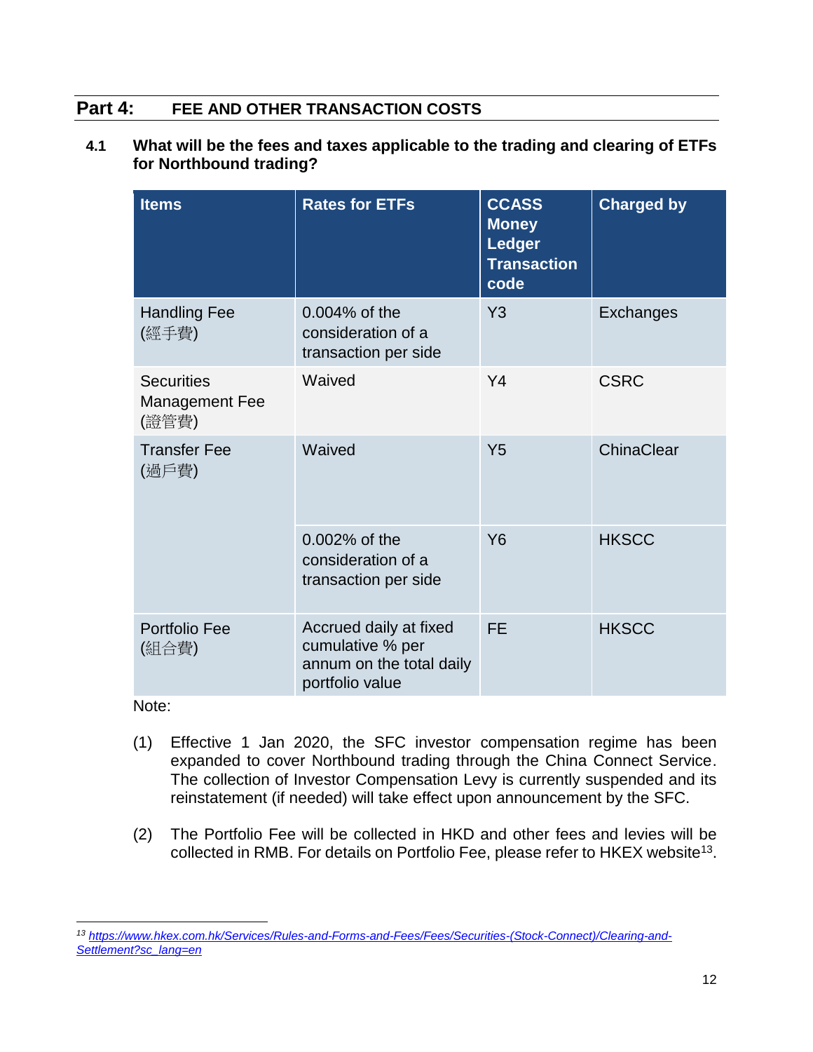## Part 4: FEE AND OTHER TRANSACTION COSTS

### 4.1 What will be the fees and taxes applicable to the trading and clearing of ETFs for Northbound trading?

| Items | Rates for ETFs | CCASS Money Ledger Transaction code | Charged by |
|---|---|---|---|
| Handling Fee (經手費) | 0.004% of the consideration of a transaction per side | Y3 | Exchanges |
| Securities Management Fee (證管費) | Waived | Y4 | CSRC |
| Transfer Fee (過戶費) | Waived | Y5 | ChinaClear |
| | 0.002% of the consideration of a transaction per side | Y6 | HKSCC |
| Portfolio Fee (組合費) | Accrued daily at fixed cumulative % per annum on the total daily portfolio value | FE | HKSCC |

Note:

(1) Effective 1 Jan 2020, the SFC investor compensation regime has been expanded to cover Northbound trading through the China Connect Service. The collection of Investor Compensation Levy is currently suspended and its reinstatement (if needed) will take effect upon announcement by the SFC.

(2) The Portfolio Fee will be collected in HKD and other fees and levies will be collected in RMB. For details on Portfolio Fee, please refer to HKEX website[13].

[13] https://www.hkex.com.hk/Services/Rules-and-Forms-and-Fees/Fees/Securities-(Stock-Connect)/Clearing-and-Settlement?sc_lang=en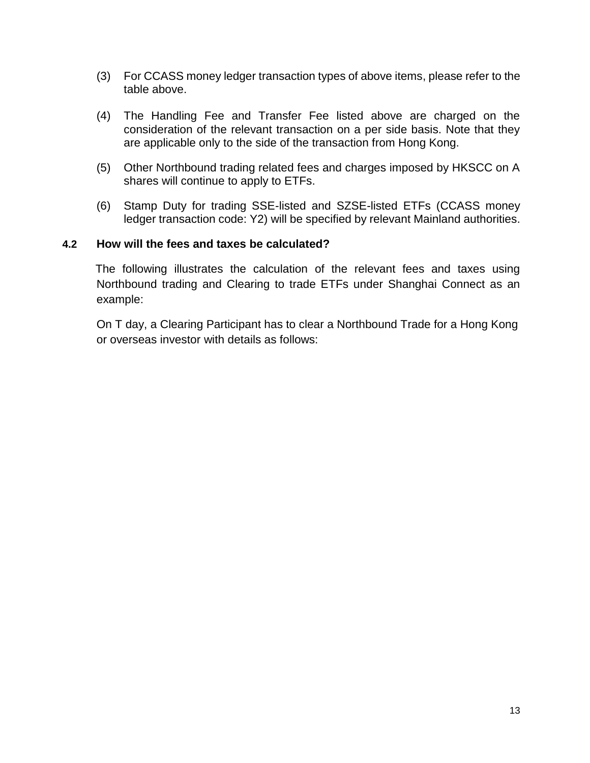(3) For CCASS money ledger transaction types of above items, please refer to the table above.

(4) The Handling Fee and Transfer Fee listed above are charged on the consideration of the relevant transaction on a per side basis. Note that they are applicable only to the side of the transaction from Hong Kong.

(5) Other Northbound trading related fees and charges imposed by HKSCC on A shares will continue to apply to ETFs.

(6) Stamp Duty for trading SSE-listed and SZSE-listed ETFs (CCASS money ledger transaction code: Y2) will be specified by relevant Mainland authorities.

### 4.2 How will the fees and taxes be calculated?

The following illustrates the calculation of the relevant fees and taxes using Northbound trading and Clearing to trade ETFs under Shanghai Connect as an example:

On T day, a Clearing Participant has to clear a Northbound Trade for a Hong Kong or overseas investor with details as follows: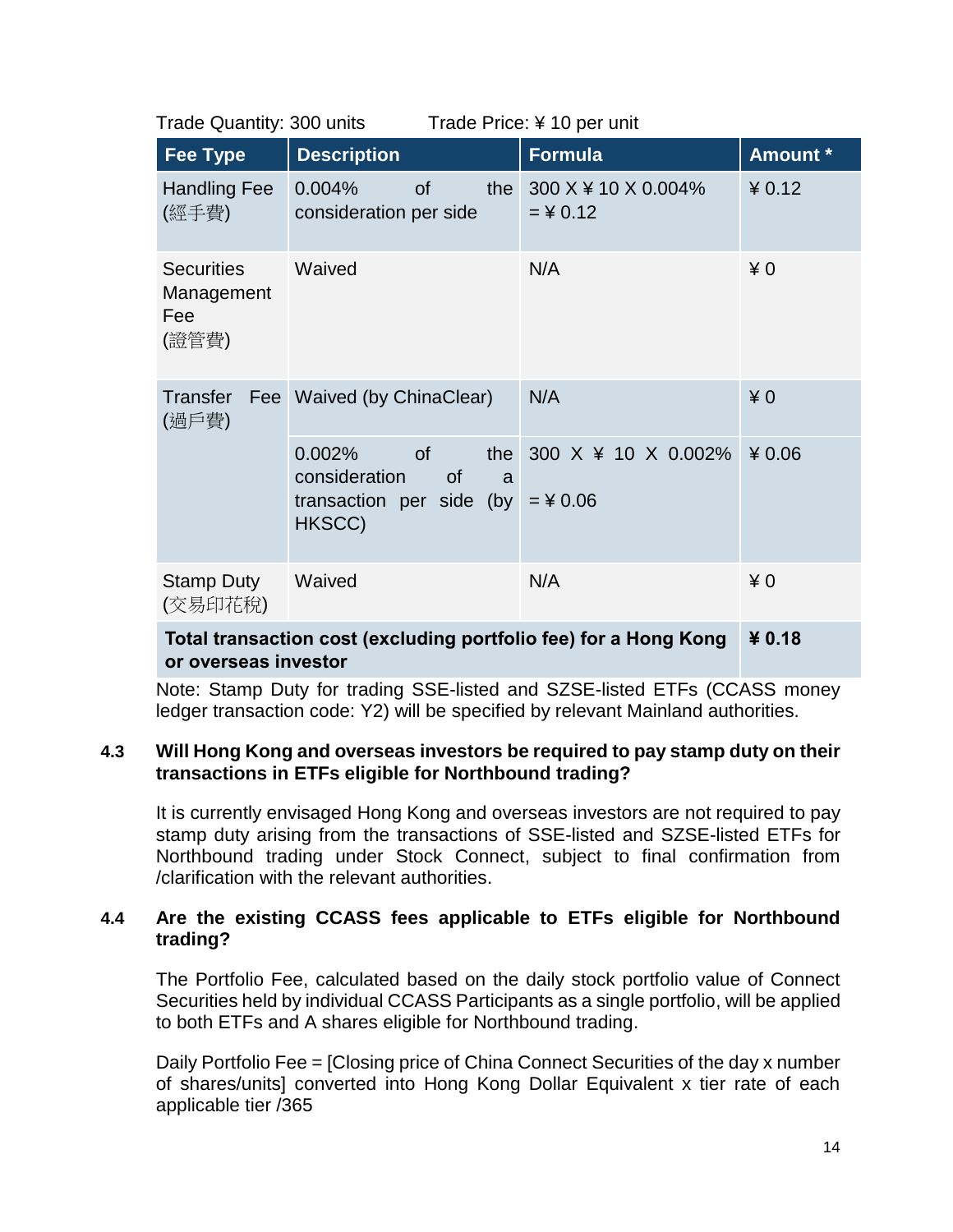Trade Quantity: 300 units Trade Price: ¥ 10 per unit

| Fee Type | Description | Formula | Amount * |
|---|---|---|---|
| Handling Fee (經手費) | 0.004% of the consideration per side | 300 X ¥ 10 X 0.004% = ¥ 0.12 | ¥ 0.12 |
| Securities Management Fee (證管費) | Waived | N/A | ¥ 0 |
| Transfer Fee (過戶費) | Waived (by ChinaClear) | N/A | ¥ 0 |
| | 0.002% of the consideration of a transaction per side (by HKSCC) | 300 X ¥ 10 X 0.002% = ¥ 0.06 | ¥ 0.06 |
| Stamp Duty (交易印花稅) | Waived | N/A | ¥ 0 |
| **Total transaction cost (excluding portfolio fee) for a Hong Kong or overseas investor** | | | **¥ 0.18** |

Note: Stamp Duty for trading SSE-listed and SZSE-listed ETFs (CCASS money ledger transaction code: Y2) will be specified by relevant Mainland authorities.

### 4.3 Will Hong Kong and overseas investors be required to pay stamp duty on their transactions in ETFs eligible for Northbound trading?

It is currently envisaged Hong Kong and overseas investors are not required to pay stamp duty arising from the transactions of SSE-listed and SZSE-listed ETFs for Northbound trading under Stock Connect, subject to final confirmation from /clarification with the relevant authorities.

### 4.4 Are the existing CCASS fees applicable to ETFs eligible for Northbound trading?

The Portfolio Fee, calculated based on the daily stock portfolio value of Connect Securities held by individual CCASS Participants as a single portfolio, will be applied to both ETFs and A shares eligible for Northbound trading.

Daily Portfolio Fee = [Closing price of China Connect Securities of the day x number of shares/units] converted into Hong Kong Dollar Equivalent x tier rate of each applicable tier /365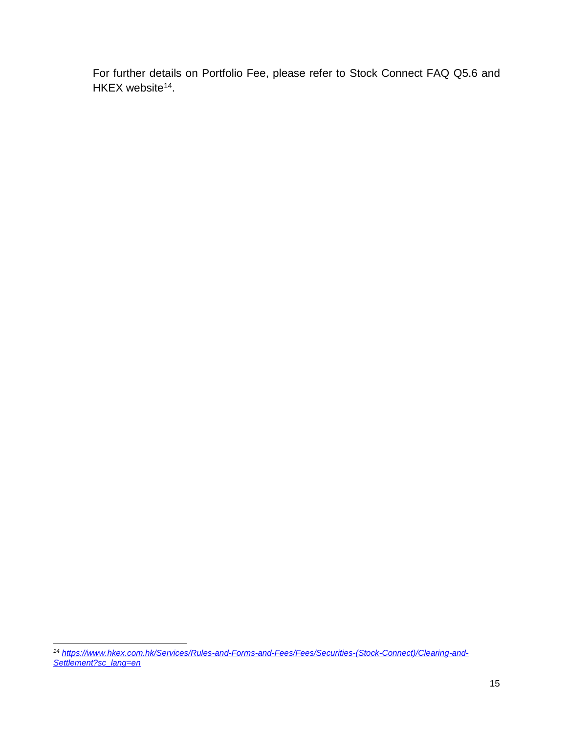For further details on Portfolio Fee, please refer to Stock Connect FAQ Q5.6 and HKEX website[14].

---

[14] https://www.hkex.com.hk/Services/Rules-and-Forms-and-Fees/Fees/Securities-(Stock-Connect)/Clearing-and-Settlement?sc_lang=en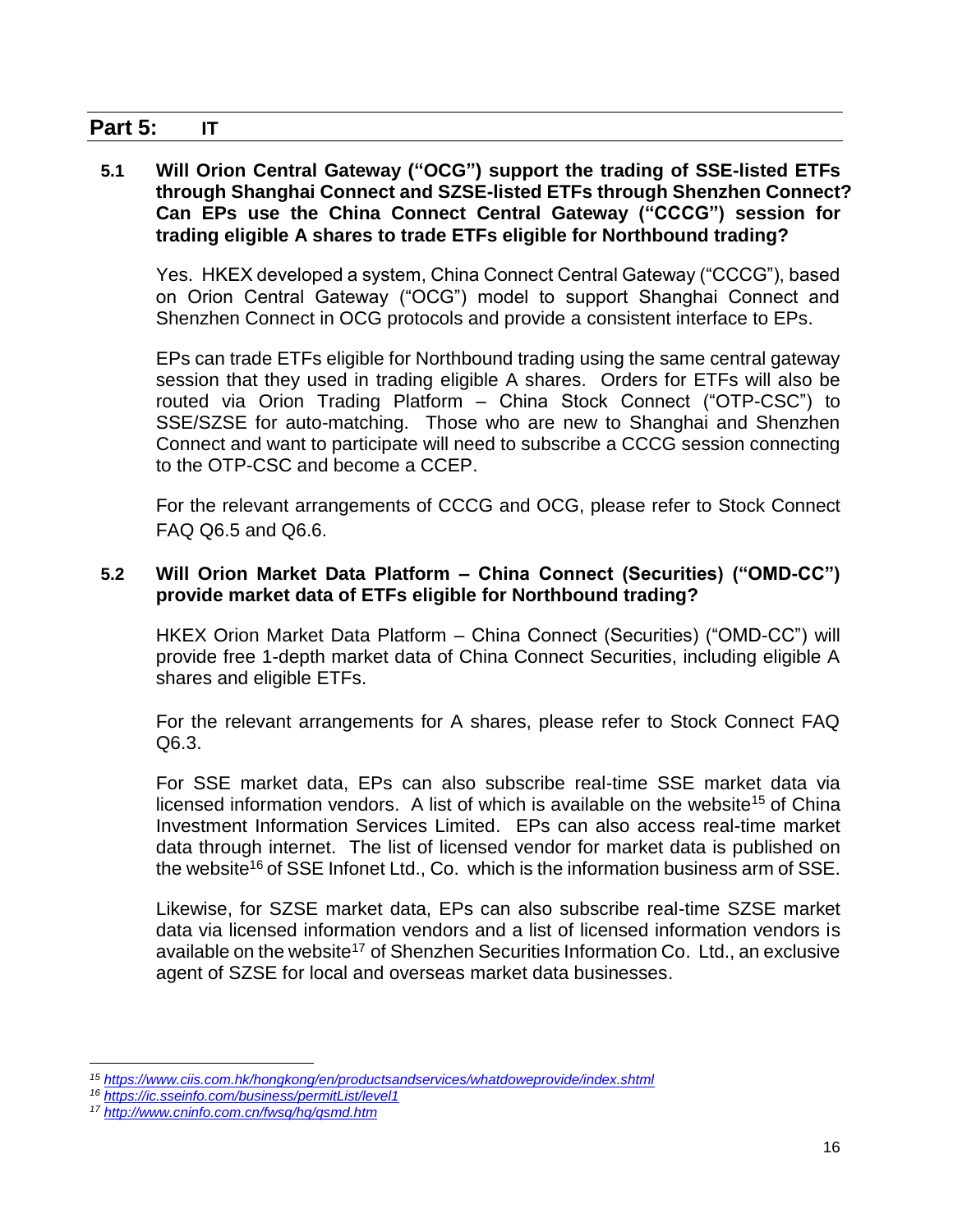## Part 5: IT

**5.1 Will Orion Central Gateway ("OCG") support the trading of SSE-listed ETFs through Shanghai Connect and SZSE-listed ETFs through Shenzhen Connect? Can EPs use the China Connect Central Gateway ("CCCG") session for trading eligible A shares to trade ETFs eligible for Northbound trading?**

Yes. HKEX developed a system, China Connect Central Gateway ("CCCG"), based on Orion Central Gateway ("OCG") model to support Shanghai Connect and Shenzhen Connect in OCG protocols and provide a consistent interface to EPs.

EPs can trade ETFs eligible for Northbound trading using the same central gateway session that they used in trading eligible A shares. Orders for ETFs will also be routed via Orion Trading Platform – China Stock Connect ("OTP-CSC") to SSE/SZSE for auto-matching. Those who are new to Shanghai and Shenzhen Connect and want to participate will need to subscribe a CCCG session connecting to the OTP-CSC and become a CCEP.

For the relevant arrangements of CCCG and OCG, please refer to Stock Connect FAQ Q6.5 and Q6.6.

**5.2 Will Orion Market Data Platform – China Connect (Securities) ("OMD-CC") provide market data of ETFs eligible for Northbound trading?**

HKEX Orion Market Data Platform – China Connect (Securities) ("OMD-CC") will provide free 1-depth market data of China Connect Securities, including eligible A shares and eligible ETFs.

For the relevant arrangements for A shares, please refer to Stock Connect FAQ Q6.3.

For SSE market data, EPs can also subscribe real-time SSE market data via licensed information vendors. A list of which is available on the website[15] of China Investment Information Services Limited. EPs can also access real-time market data through internet. The list of licensed vendor for market data is published on the website[16] of SSE Infonet Ltd., Co. which is the information business arm of SSE.

Likewise, for SZSE market data, EPs can also subscribe real-time SZSE market data via licensed information vendors and a list of licensed information vendors is available on the website[17] of Shenzhen Securities Information Co. Ltd., an exclusive agent of SZSE for local and overseas market data businesses.

---

[15] https://www.ciis.com.hk/hongkong/en/productsandservices/whatdoweprovide/index.shtml

[16] https://ic.sseinfo.com/business/permitList/level1

[17] http://www.cninfo.com.cn/fwsq/hq/qsmd.htm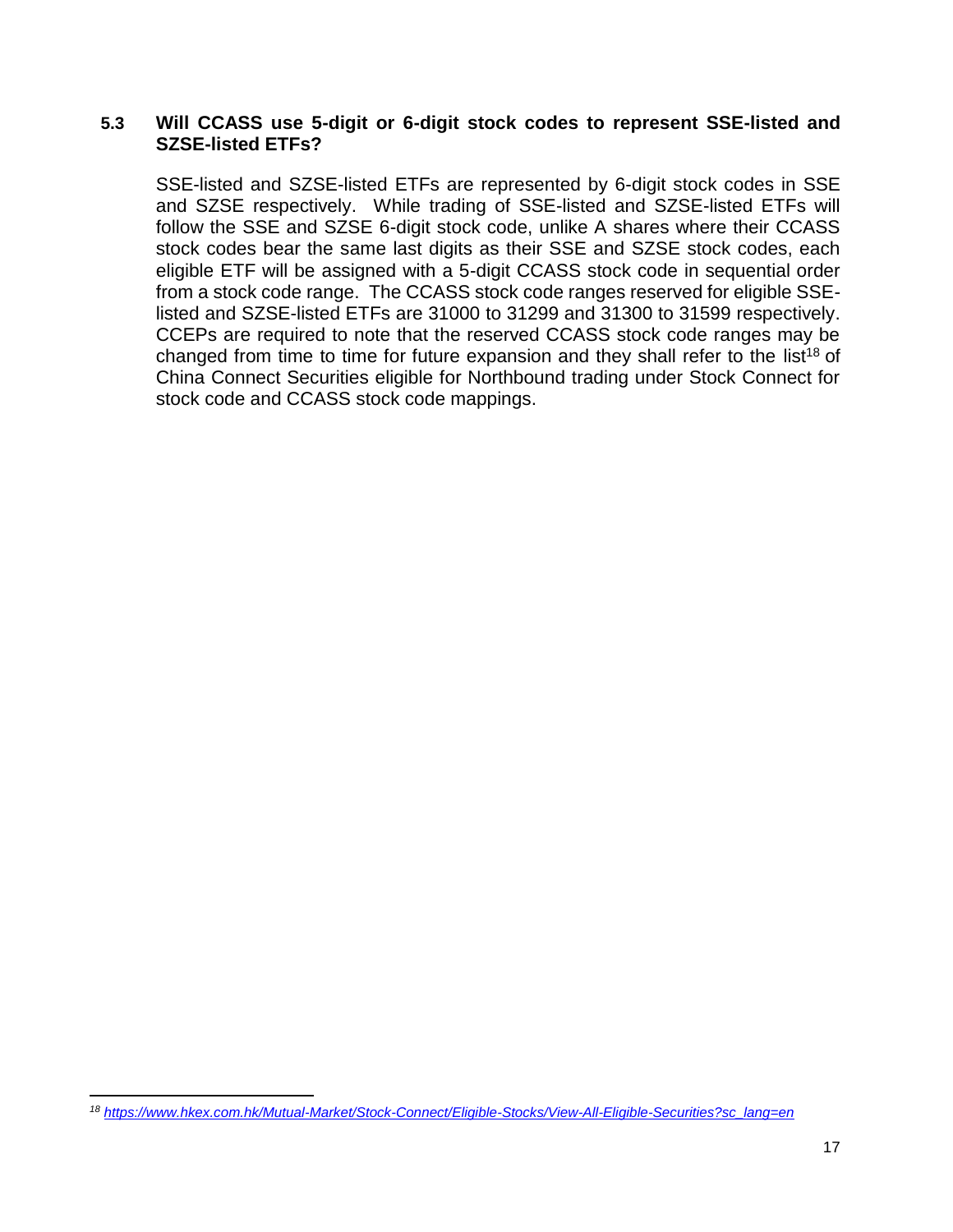### 5.3 Will CCASS use 5-digit or 6-digit stock codes to represent SSE-listed and SZSE-listed ETFs?

SSE-listed and SZSE-listed ETFs are represented by 6-digit stock codes in SSE and SZSE respectively. While trading of SSE-listed and SZSE-listed ETFs will follow the SSE and SZSE 6-digit stock code, unlike A shares where their CCASS stock codes bear the same last digits as their SSE and SZSE stock codes, each eligible ETF will be assigned with a 5-digit CCASS stock code in sequential order from a stock code range. The CCASS stock code ranges reserved for eligible SSE-listed and SZSE-listed ETFs are 31000 to 31299 and 31300 to 31599 respectively. CCEPs are required to note that the reserved CCASS stock code ranges may be changed from time to time for future expansion and they shall refer to the list[18] of China Connect Securities eligible for Northbound trading under Stock Connect for stock code and CCASS stock code mappings.

---

[18] https://www.hkex.com.hk/Mutual-Market/Stock-Connect/Eligible-Stocks/View-All-Eligible-Securities?sc_lang=en